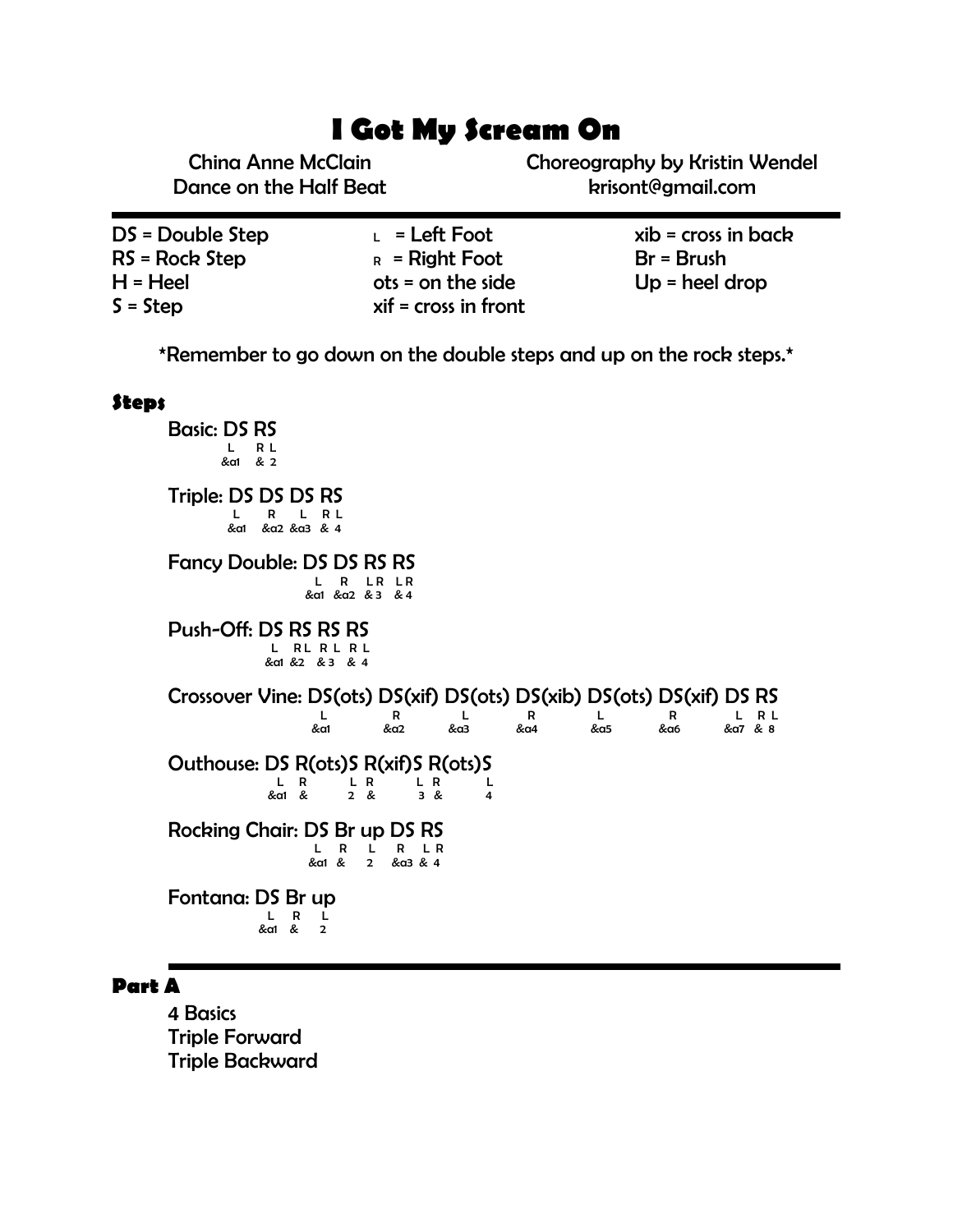# I Got My Scream On

China Anne McClain
Dance on the Half Beat

Choreography by Kristin Wendel
krisont@gmail.com

---

| | | |
|---|---|---|
| DS = Double Step | L = Left Foot | xib = cross in back |
| RS = Rock Step | R = Right Foot | Br = Brush |
| H = Heel | ots = on the side | Up = heel drop |
| S = Step | xif = cross in front | |

*Remember to go down on the double steps and up on the rock steps.*

## Steps

**Basic:** DS RS

```
L    R L
&a1  & 2
```

**Triple:** DS DS DS RS

```
L    R    L    R L
&a1  &a2  &a3  & 4
```

**Fancy Double:** DS DS RS RS

```
L    R    LR   LR
&a1  &a2  & 3  & 4
```

**Push-Off:** DS RS RS RS

```
L    RL   RL   RL
&a1  &2   & 3  & 4
```

**Crossover Vine:** DS(ots) DS(xif) DS(ots) DS(xib) DS(ots) DS(xif) DS RS

```
L    R    L    R    L    R    L    R L
&a1  &a2  &a3  &a4  &a5  &a6  &a7  & 8
```

**Outhouse:** DS R(ots)S R(xif)S R(ots)S

```
L    R    L R   L R   L
&a1  &    2 &   3 &   4
```

**Rocking Chair:** DS Br up DS RS

```
L    R  L   R    L R
&a1  &  2   &a3  & 4
```

**Fontana:** DS Br up

```
L    R  L
&a1  &  2
```

---

## Part A

4 Basics
Triple Forward
Triple Backward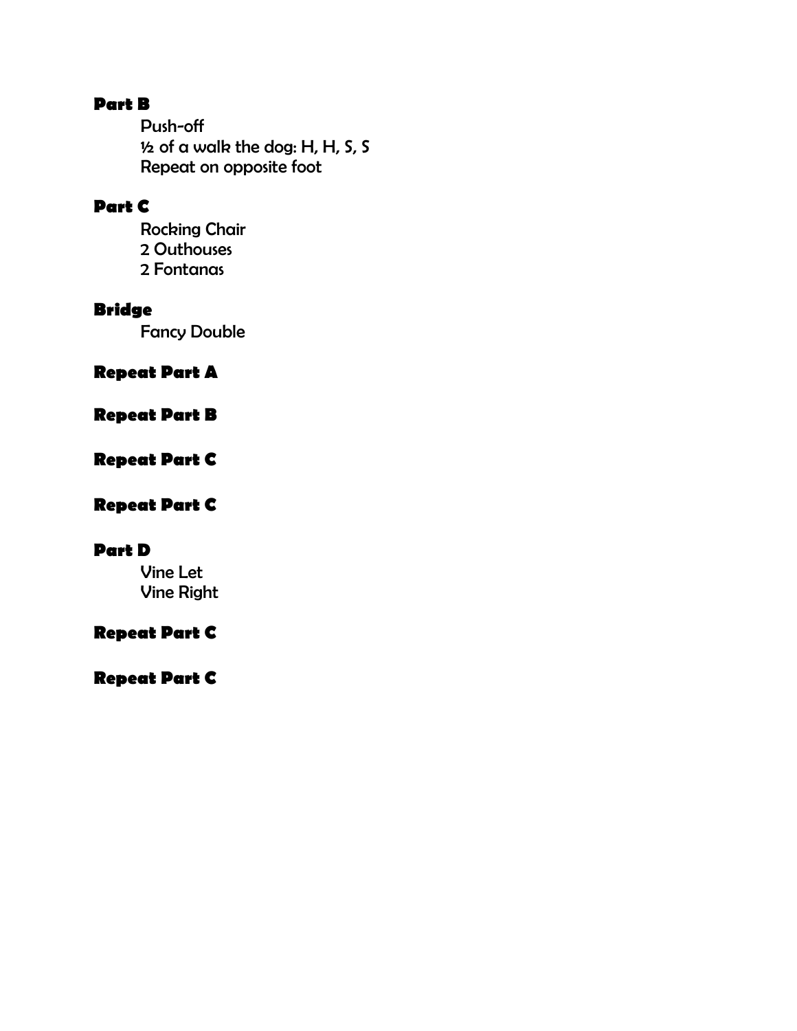**Part B**

Push-off
½ of a walk the dog: H, H, S, S
Repeat on opposite foot

**Part C**

Rocking Chair
2 Outhouses
2 Fontanas

**Bridge**

Fancy Double

**Repeat Part A**

**Repeat Part B**

**Repeat Part C**

**Repeat Part C**

**Part D**

Vine Let
Vine Right

**Repeat Part C**

**Repeat Part C**